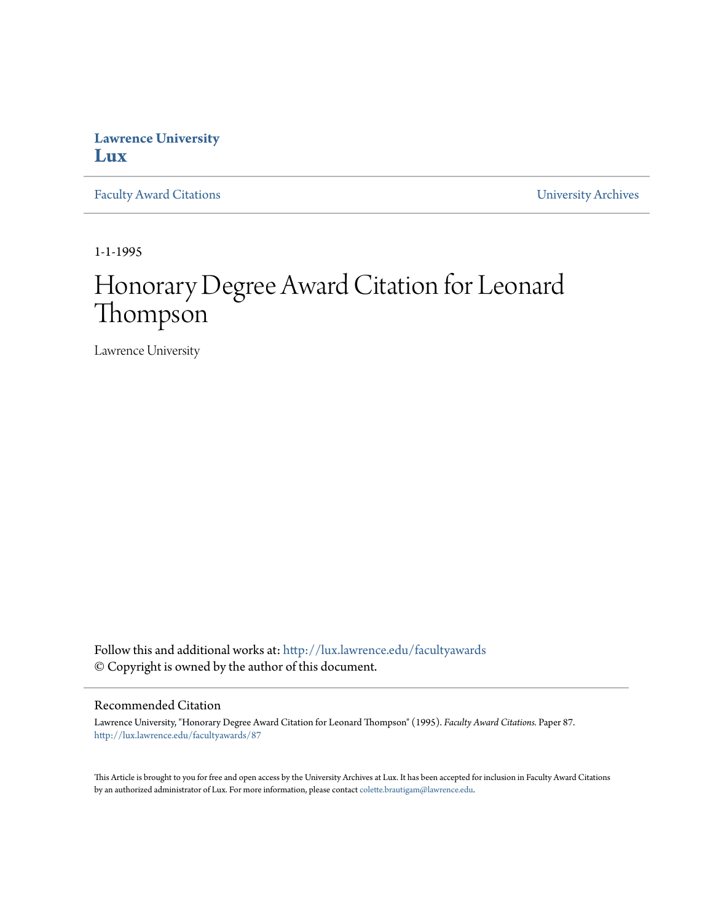**Lawrence University**
**Lux**

Faculty Award Citations | University Archives

1-1-1995

# Honorary Degree Award Citation for Leonard Thompson

Lawrence University

Follow this and additional works at: http://lux.lawrence.edu/facultyawards
© Copyright is owned by the author of this document.

## Recommended Citation

Lawrence University, "Honorary Degree Award Citation for Leonard Thompson" (1995). *Faculty Award Citations.* Paper 87.
http://lux.lawrence.edu/facultyawards/87

This Article is brought to you for free and open access by the University Archives at Lux. It has been accepted for inclusion in Faculty Award Citations by an authorized administrator of Lux. For more information, please contact colette.brautigam@lawrence.edu.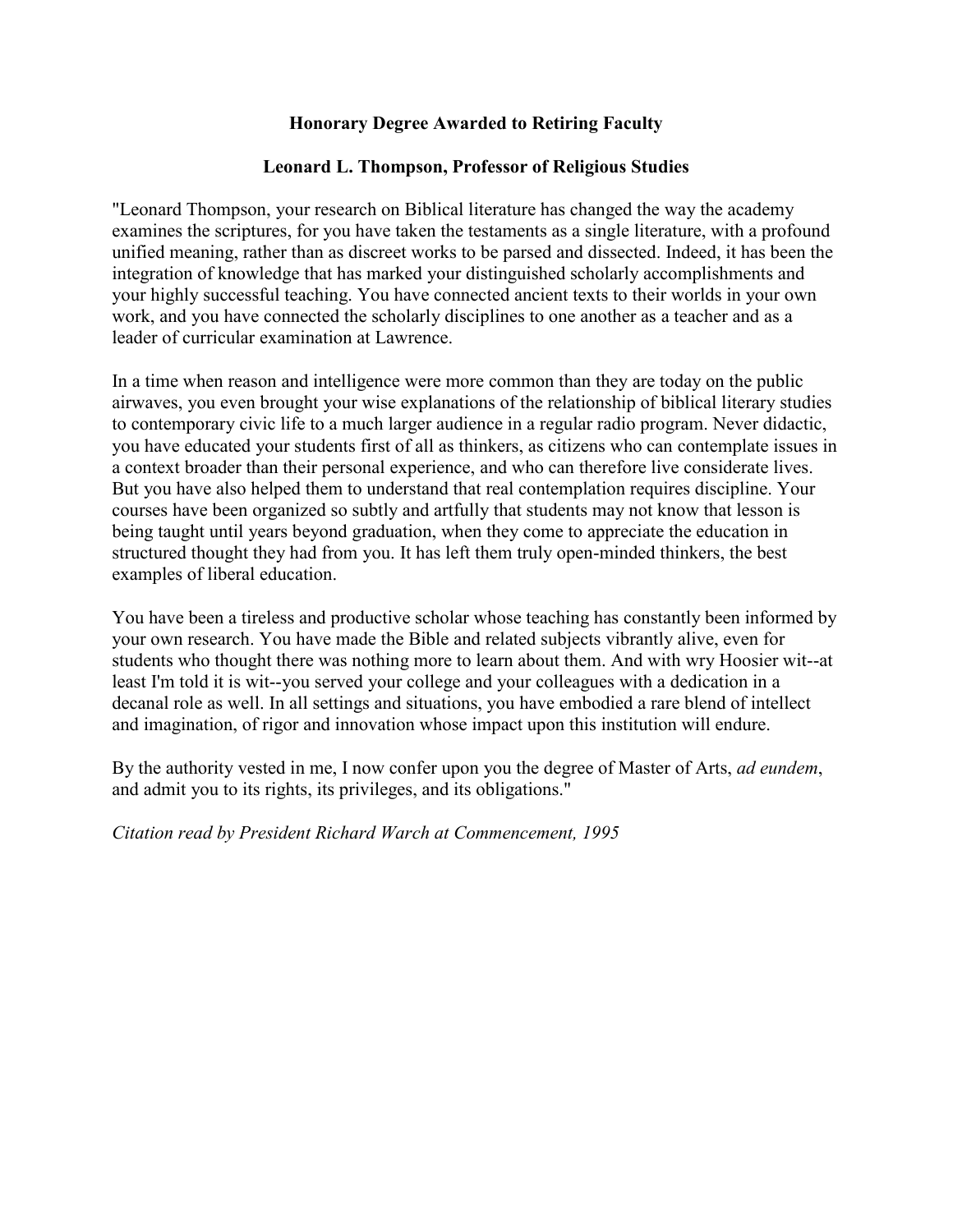**Honorary Degree Awarded to Retiring Faculty**

**Leonard L. Thompson, Professor of Religious Studies**

"Leonard Thompson, your research on Biblical literature has changed the way the academy examines the scriptures, for you have taken the testaments as a single literature, with a profound unified meaning, rather than as discreet works to be parsed and dissected. Indeed, it has been the integration of knowledge that has marked your distinguished scholarly accomplishments and your highly successful teaching. You have connected ancient texts to their worlds in your own work, and you have connected the scholarly disciplines to one another as a teacher and as a leader of curricular examination at Lawrence.

In a time when reason and intelligence were more common than they are today on the public airwaves, you even brought your wise explanations of the relationship of biblical literary studies to contemporary civic life to a much larger audience in a regular radio program. Never didactic, you have educated your students first of all as thinkers, as citizens who can contemplate issues in a context broader than their personal experience, and who can therefore live considerate lives. But you have also helped them to understand that real contemplation requires discipline. Your courses have been organized so subtly and artfully that students may not know that lesson is being taught until years beyond graduation, when they come to appreciate the education in structured thought they had from you. It has left them truly open-minded thinkers, the best examples of liberal education.

You have been a tireless and productive scholar whose teaching has constantly been informed by your own research. You have made the Bible and related subjects vibrantly alive, even for students who thought there was nothing more to learn about them. And with wry Hoosier wit--at least I'm told it is wit--you served your college and your colleagues with a dedication in a decanal role as well. In all settings and situations, you have embodied a rare blend of intellect and imagination, of rigor and innovation whose impact upon this institution will endure.

By the authority vested in me, I now confer upon you the degree of Master of Arts, *ad eundem*, and admit you to its rights, its privileges, and its obligations."

*Citation read by President Richard Warch at Commencement, 1995*